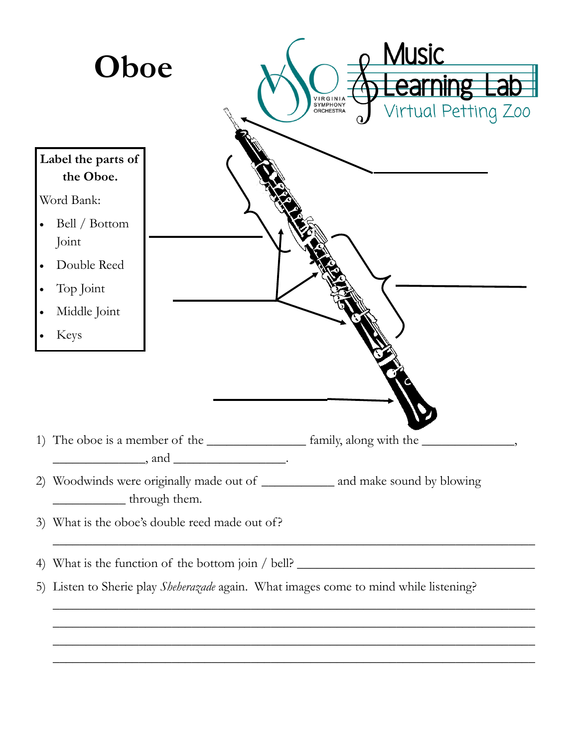# Oboe

Music Learning Lab

Virtual Petting Zoo

VIRGINIA SYMPHONY ORCHESTRA

**Label the parts of the Oboe.**

Word Bank:

- Bell / Bottom Joint
- Double Reed
- Top Joint
- Middle Joint
- Keys

1) The oboe is a member of the _______________ family, along with the ______________, ______________, and _________________.

2) Woodwinds were originally made out of ___________ and make sound by blowing ___________ through them.

3) What is the oboe's double reed made out of?

_____________________________________________________________________________

4) What is the function of the bottom join / bell? _____________________________________

5) Listen to Sherie play *Sheherazade* again. What images come to mind while listening?

_____________________________________________________________________________

_____________________________________________________________________________

_____________________________________________________________________________

_____________________________________________________________________________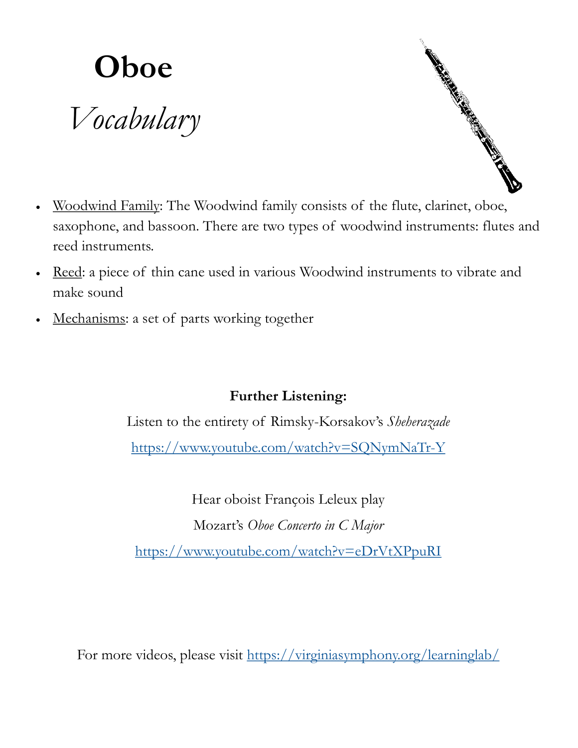# Oboe

## *Vocabulary*

- <u>Woodwind Family</u>: The Woodwind family consists of the flute, clarinet, oboe, saxophone, and bassoon. There are two types of woodwind instruments: flutes and reed instruments.
- <u>Reed</u>: a piece of thin cane used in various Woodwind instruments to vibrate and make sound
- <u>Mechanisms</u>: a set of parts working together

**Further Listening:**

Listen to the entirety of Rimsky-Korsakov's *Sheherazade*

https://www.youtube.com/watch?v=SQNymNaTr-Y

Hear oboist François Leleux play

Mozart's *Oboe Concerto in C Major*

https://www.youtube.com/watch?v=eDrVtXPpuRI

For more videos, please visit https://virginiasymphony.org/learninglab/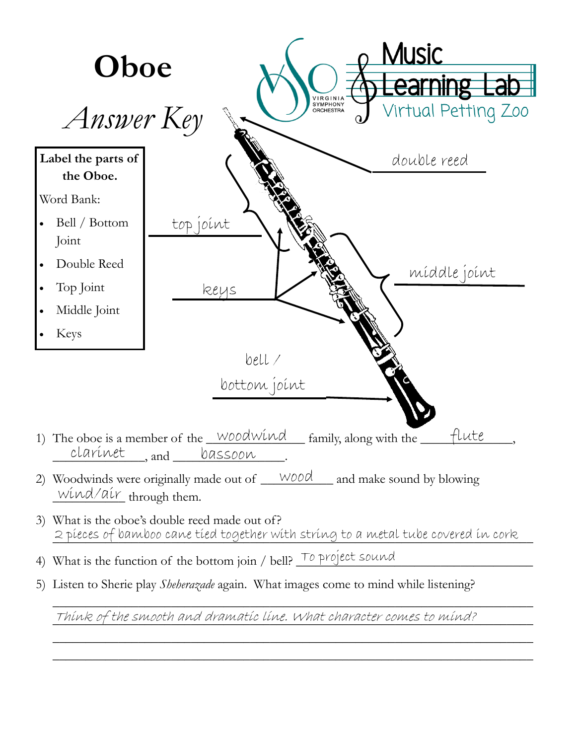# Oboe

*Answer Key*

Music Learning Lab
Virtual Petting Zoo

**Label the parts of the Oboe.**

Word Bank:

- Bell / Bottom Joint
- Double Reed
- Top Joint
- Middle Joint
- Keys

double reed

top joint

middle joint

keys

bell / bottom joint

1) The oboe is a member of the woodwind family, along with the flute, clarinet, and bassoon.
2) Woodwinds were originally made out of wood and make sound by blowing wind/air through them.
3) What is the oboe's double reed made out of? 2 pieces of bamboo cane tied together with string to a metal tube covered in cork
4) What is the function of the bottom join / bell? To project sound
5) Listen to Sherie play *Sheherazade* again. What images come to mind while listening?

*Think of the smooth and dramatic line. What character comes to mind?*